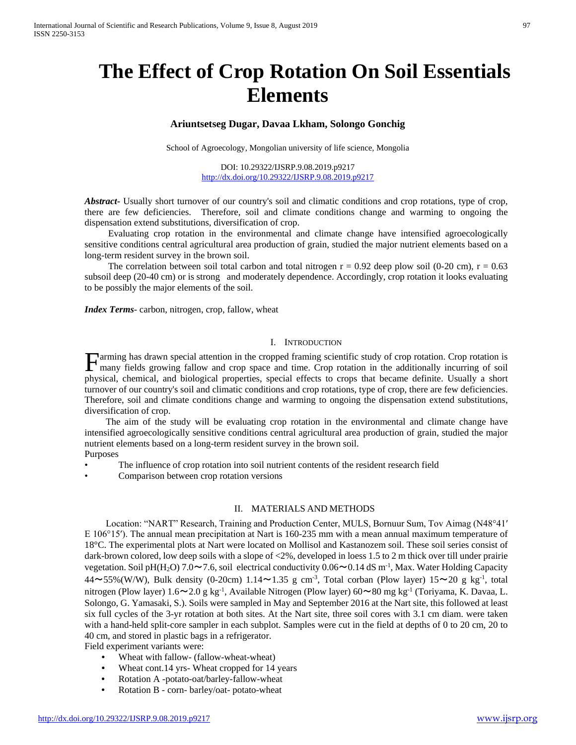# The Effect of Crop Rotation On Soil Essentials Elements

**Ariuntsetseg Dugar, Davaa Lkham, Solongo Gonchig**

School of Agroecology, Mongolian university of life science, Mongolia

DOI: 10.29322/IJSRP.9.08.2019.p9217
http://dx.doi.org/10.29322/IJSRP.9.08.2019.p9217

***Abstract***- Usually short turnover of our country's soil and climatic conditions and crop rotations, type of crop, there are few deficiencies. Therefore, soil and climate conditions change and warming to ongoing the dispensation extend substitutions, diversification of crop.

Evaluating crop rotation in the environmental and climate change have intensified agroecologically sensitive conditions central agricultural area production of grain, studied the major nutrient elements based on a long-term resident survey in the brown soil.

The correlation between soil total carbon and total nitrogen $r = 0.92$ deep plow soil (0-20 cm), $r = 0.63$ subsoil deep (20-40 cm) or is strong and moderately dependence. Accordingly, crop rotation it looks evaluating to be possibly the major elements of the soil.

***Index Terms***- carbon, nitrogen, crop, fallow, wheat

## I. Introduction

Farming has drawn special attention in the cropped framing scientific study of crop rotation. Crop rotation is many fields growing fallow and crop space and time. Crop rotation in the additionally incurring of soil physical, chemical, and biological properties, special effects to crops that became definite. Usually a short turnover of our country's soil and climatic conditions and crop rotations, type of crop, there are few deficiencies. Therefore, soil and climate conditions change and warming to ongoing the dispensation extend substitutions, diversification of crop.

The aim of the study will be evaluating crop rotation in the environmental and climate change have intensified agroecologically sensitive conditions central agricultural area production of grain, studied the major nutrient elements based on a long-term resident survey in the brown soil.

Purposes

- The influence of crop rotation into soil nutrient contents of the resident research field
- Comparison between crop rotation versions

## II. Materials and Methods

Location: "NART" Research, Training and Production Center, MULS, Bornuur Sum, Tov Aimag (N48°41′ E 106°15′). The annual mean precipitation at Nart is 160-235 mm with a mean annual maximum temperature of 18°C. The experimental plots at Nart were located on Mollisol and Kastanozem soil. These soil series consist of dark-brown colored, low deep soils with a slope of <2%, developed in loess 1.5 to 2 m thick over till under prairie vegetation. Soil pH($H_2O$) 7.0〜7.6, soil electrical conductivity 0.06〜0.14 dS $m^{-1}$, Max. Water Holding Capacity 44〜55%(W/W), Bulk density (0-20cm) 1.14〜1.35 g $cm^{-3}$, Total corban (Plow layer) 15〜20 g $kg^{-1}$, total nitrogen (Plow layer) 1.6〜2.0 g $kg^{-1}$, Available Nitrogen (Plow layer) 60〜80 mg $kg^{-1}$ (Toriyama, K. Davaa, L. Solongo, G. Yamasaki, S.). Soils were sampled in May and September 2016 at the Nart site, this followed at least six full cycles of the 3-yr rotation at both sites. At the Nart site, three soil cores with 3.1 cm diam. were taken with a hand-held split-core sampler in each subplot. Samples were cut in the field at depths of 0 to 20 cm, 20 to 40 cm, and stored in plastic bags in a refrigerator.

Field experiment variants were:

- Wheat with fallow- (fallow-wheat-wheat)
- Wheat cont.14 yrs- Wheat cropped for 14 years
- Rotation A -potato-oat/barley-fallow-wheat
- Rotation B - corn- barley/oat- potato-wheat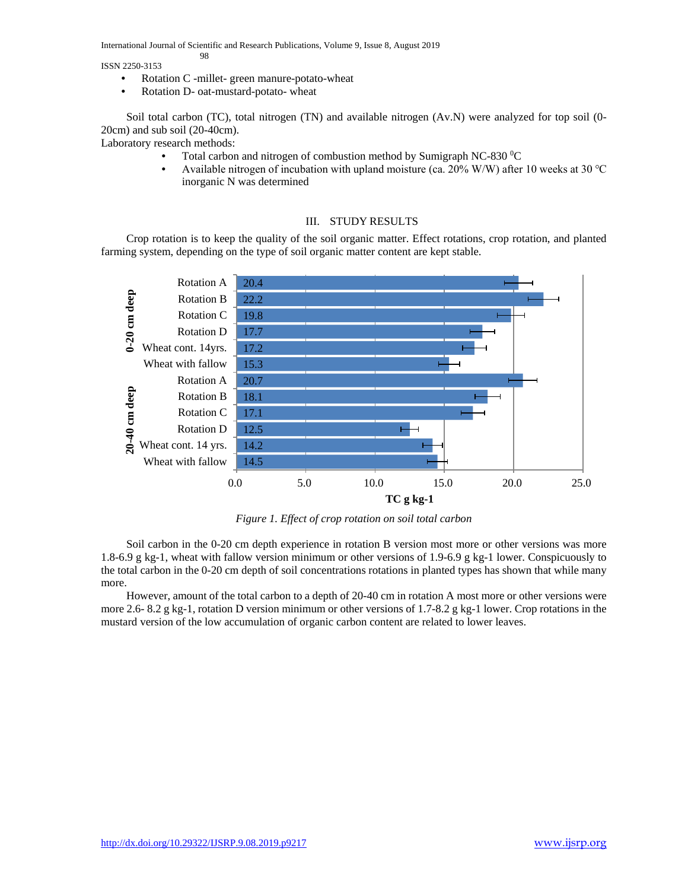- Rotation C -millet- green manure-potato-wheat
- Rotation D- oat-mustard-potato- wheat

Soil total carbon (TC), total nitrogen (TN) and available nitrogen (Av.N) were analyzed for top soil (0-20cm) and sub soil (20-40cm).

Laboratory research methods:

- Total carbon and nitrogen of combustion method by Sumigraph NC-830 $^{0}$C
- Available nitrogen of incubation with upland moisture (ca. 20% W/W) after 10 weeks at 30 ℃ inorganic N was determined

## III. STUDY RESULTS

Crop rotation is to keep the quality of the soil organic matter. Effect rotations, crop rotation, and planted farming system, depending on the type of soil organic matter content are kept stable.

| Depth | Treatment | TC g kg-1 |
|---|---|---|
| 0-20 cm deep | Rotation A | 20.4 |
| | Rotation B | 22.2 |
| | Rotation C | 19.8 |
| | Rotation D | 17.7 |
| | Wheat cont. 14yrs. | 17.2 |
| | Wheat with fallow | 15.3 |
| 20-40 cm deep | Rotation A | 20.7 |
| | Rotation B | 18.1 |
| | Rotation C | 17.1 |
| | Rotation D | 12.5 |
| | Wheat cont. 14 yrs. | 14.2 |
| | Wheat with fallow | 14.5 |

*Figure 1. Effect of crop rotation on soil total carbon*

Soil carbon in the 0-20 cm depth experience in rotation B version most more or other versions was more 1.8-6.9 g kg-1, wheat with fallow version minimum or other versions of 1.9-6.9 g kg-1 lower. Conspicuously to the total carbon in the 0-20 cm depth of soil concentrations rotations in planted types has shown that while many more.

However, amount of the total carbon to a depth of 20-40 cm in rotation A most more or other versions were more 2.6- 8.2 g kg-1, rotation D version minimum or other versions of 1.7-8.2 g kg-1 lower. Crop rotations in the mustard version of the low accumulation of organic carbon content are related to lower leaves.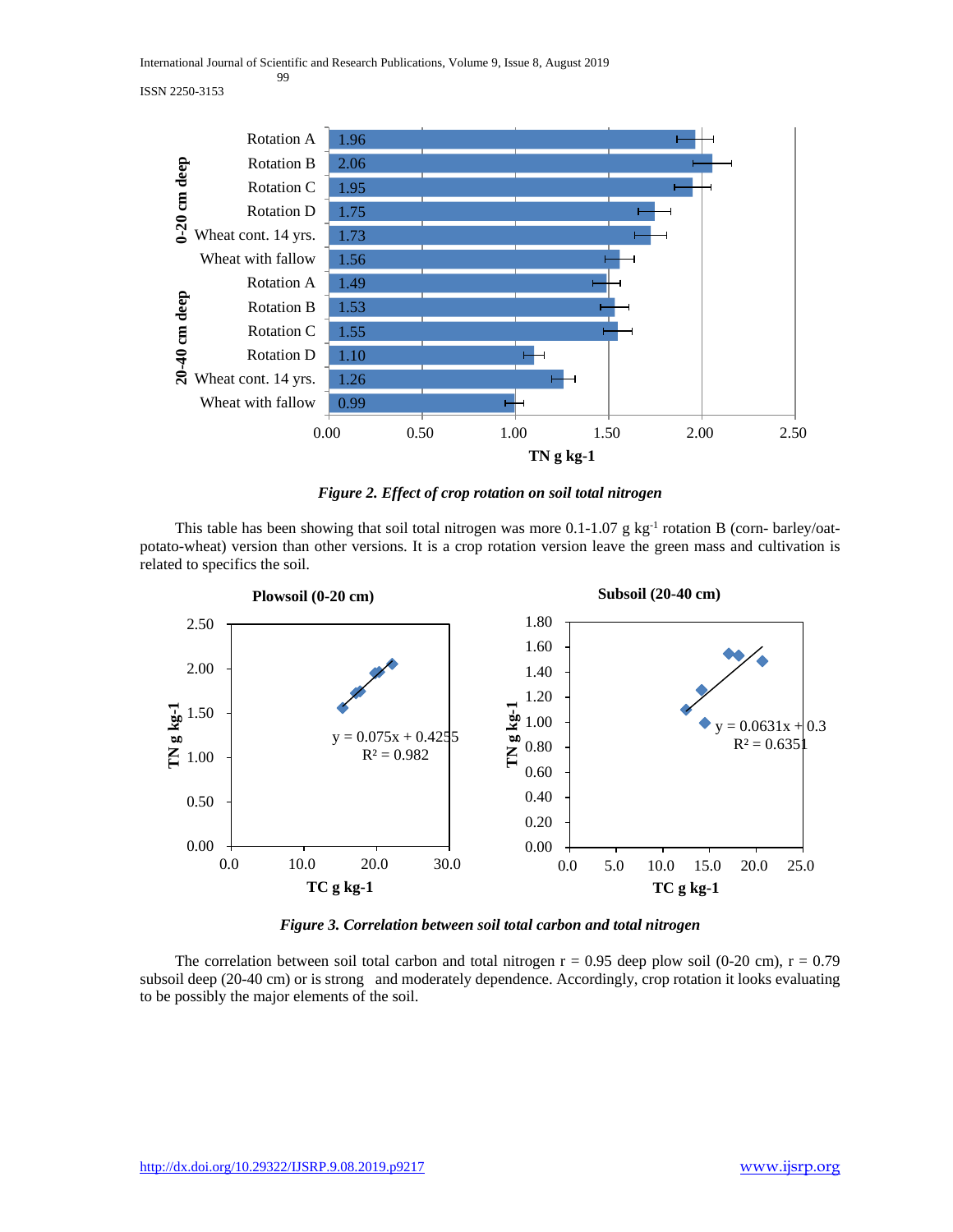*Figure 2. Effect of crop rotation on soil total nitrogen*

This table has been showing that soil total nitrogen was more 0.1-1.07 g $kg^{-1}$ rotation B (corn- barley/oat-potato-wheat) version than other versions. It is a crop rotation version leave the green mass and cultivation is related to specifics the soil.

*Figure 3. Correlation between soil total carbon and total nitrogen*

The correlation between soil total carbon and total nitrogen r = 0.95 deep plow soil (0-20 cm), r = 0.79 subsoil deep (20-40 cm) or is strong and moderately dependence. Accordingly, crop rotation it looks evaluating to be possibly the major elements of the soil.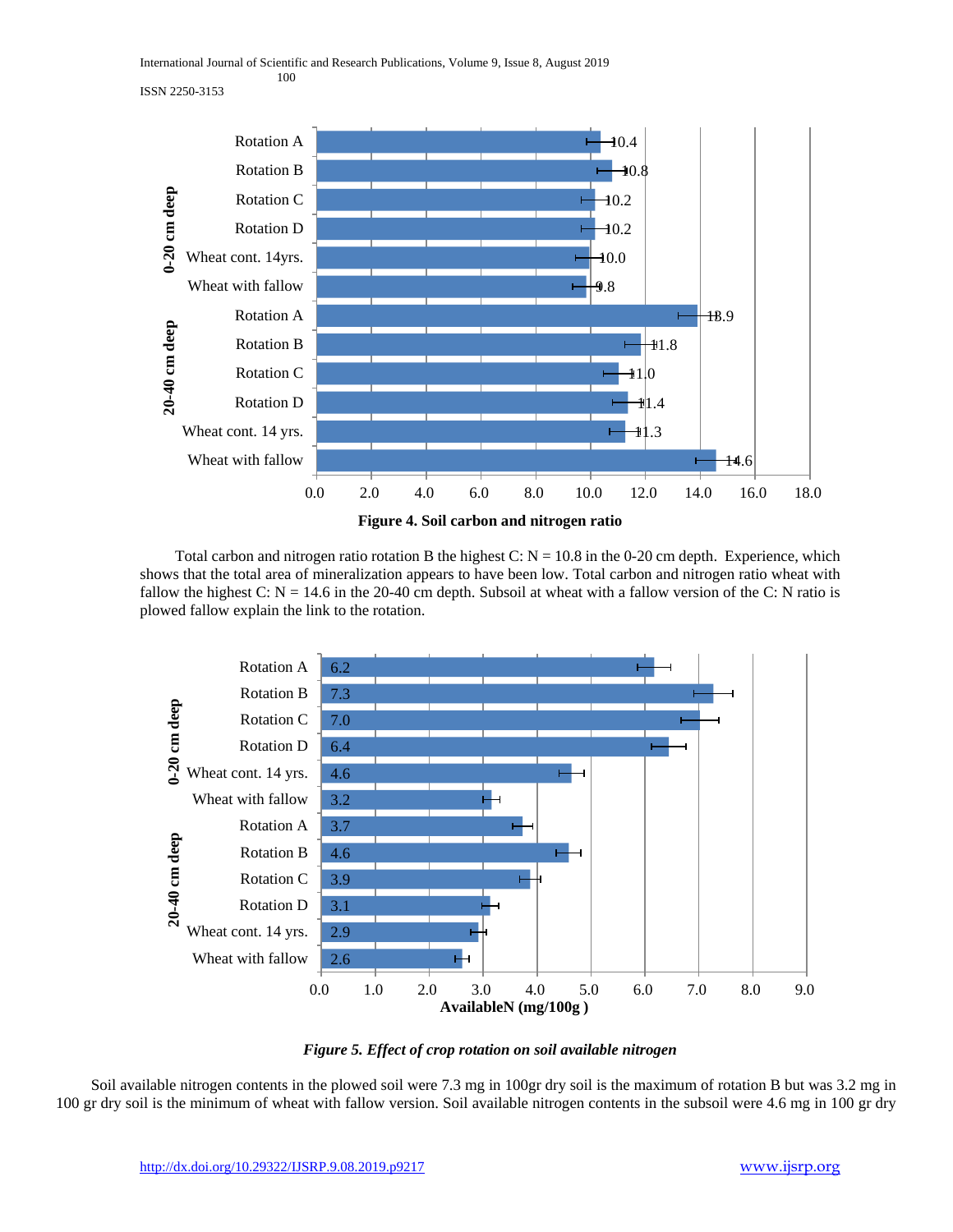| Depth | Treatment | C:N ratio |
|---|---|---|
| 0-20 cm deep | Rotation A | 10.4 |
| | Rotation B | 10.8 |
| | Rotation C | 10.2 |
| | Rotation D | 10.2 |
| | Wheat cont. 14yrs. | 10.0 |
| | Wheat with fallow | 9.8 |
| 20-40 cm deep | Rotation A | 13.9 |
| | Rotation B | 11.8 |
| | Rotation C | 11.0 |
| | Rotation D | 11.4 |
| | Wheat cont. 14 yrs. | 11.3 |
| | Wheat with fallow | 14.6 |

**Figure 4. Soil carbon and nitrogen ratio**

Total carbon and nitrogen ratio rotation B the highest C: N = 10.8 in the 0-20 cm depth. Experience, which shows that the total area of mineralization appears to have been low. Total carbon and nitrogen ratio wheat with fallow the highest C: N = 14.6 in the 20-40 cm depth. Subsoil at wheat with a fallow version of the C: N ratio is plowed fallow explain the link to the rotation.

| Depth | Treatment | AvailableN (mg/100g) |
|---|---|---|
| 0-20 cm deep | Rotation A | 6.2 |
| | Rotation B | 7.3 |
| | Rotation C | 7.0 |
| | Rotation D | 6.4 |
| | Wheat cont. 14 yrs. | 4.6 |
| | Wheat with fallow | 3.2 |
| 20-40 cm deep | Rotation A | 3.7 |
| | Rotation B | 4.6 |
| | Rotation C | 3.9 |
| | Rotation D | 3.1 |
| | Wheat cont. 14 yrs. | 2.9 |
| | Wheat with fallow | 2.6 |

***Figure 5. Effect of crop rotation on soil available nitrogen***

Soil available nitrogen contents in the plowed soil were 7.3 mg in 100gr dry soil is the maximum of rotation B but was 3.2 mg in 100 gr dry soil is the minimum of wheat with fallow version. Soil available nitrogen contents in the subsoil were 4.6 mg in 100 gr dry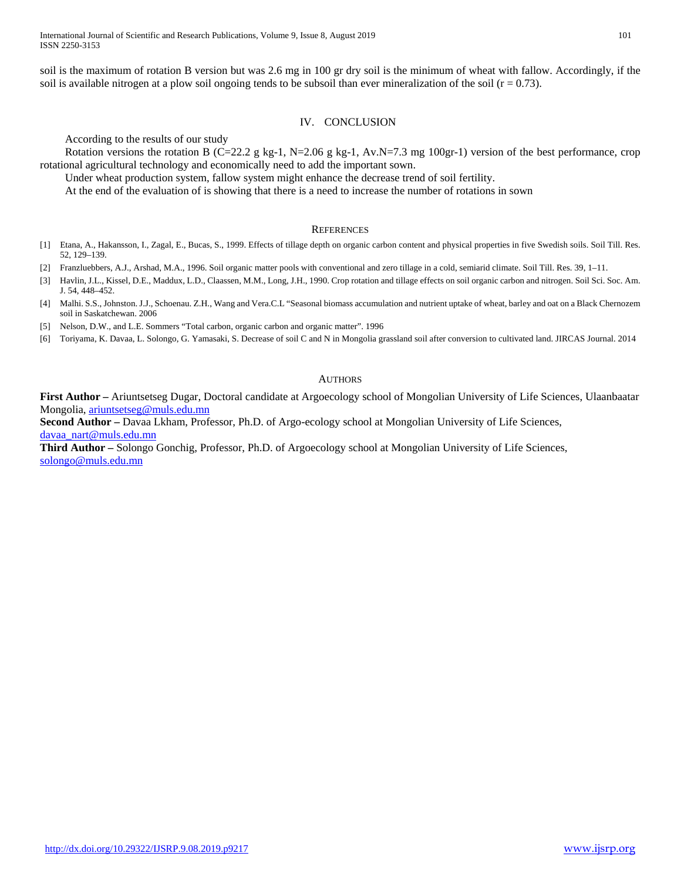soil is the maximum of rotation B version but was 2.6 mg in 100 gr dry soil is the minimum of wheat with fallow. Accordingly, if the soil is available nitrogen at a plow soil ongoing tends to be subsoil than ever mineralization of the soil ($r = 0.73$).

## IV. CONCLUSION

According to the results of our study

Rotation versions the rotation B (C=22.2 g kg-1, N=2.06 g kg-1, Av.N=7.3 mg 100gr-1) version of the best performance, crop rotational agricultural technology and economically need to add the important sown.

Under wheat production system, fallow system might enhance the decrease trend of soil fertility.

At the end of the evaluation of is showing that there is a need to increase the number of rotations in sown

## REFERENCES

[1] Etana, A., Hakansson, I., Zagal, E., Bucas, S., 1999. Effects of tillage depth on organic carbon content and physical properties in five Swedish soils. Soil Till. Res. 52, 129–139.

[2] Franzluebbers, A.J., Arshad, M.A., 1996. Soil organic matter pools with conventional and zero tillage in a cold, semiarid climate. Soil Till. Res. 39, 1–11.

[3] Havlin, J.L., Kissel, D.E., Maddux, L.D., Claassen, M.M., Long, J.H., 1990. Crop rotation and tillage effects on soil organic carbon and nitrogen. Soil Sci. Soc. Am. J. 54, 448–452.

[4] Malhi. S.S., Johnston. J.J., Schoenau. Z.H., Wang and Vera.C.L "Seasonal biomass accumulation and nutrient uptake of wheat, barley and oat on a Black Chernozem soil in Saskatchewan. 2006

[5] Nelson, D.W., and L.E. Sommers "Total carbon, organic carbon and organic matter". 1996

[6] Toriyama, K. Davaa, L. Solongo, G. Yamasaki, S. Decrease of soil C and N in Mongolia grassland soil after conversion to cultivated land. JIRCAS Journal. 2014

## AUTHORS

**First Author –** Ariuntsetseg Dugar, Doctoral candidate at Argoecology school of Mongolian University of Life Sciences, Ulaanbaatar Mongolia, ariuntsetseg@muls.edu.mn

**Second Author –** Davaa Lkham, Professor, Ph.D. of Argo-ecology school at Mongolian University of Life Sciences, davaa_nart@muls.edu.mn

**Third Author –** Solongo Gonchig, Professor, Ph.D. of Argoecology school at Mongolian University of Life Sciences, solongo@muls.edu.mn